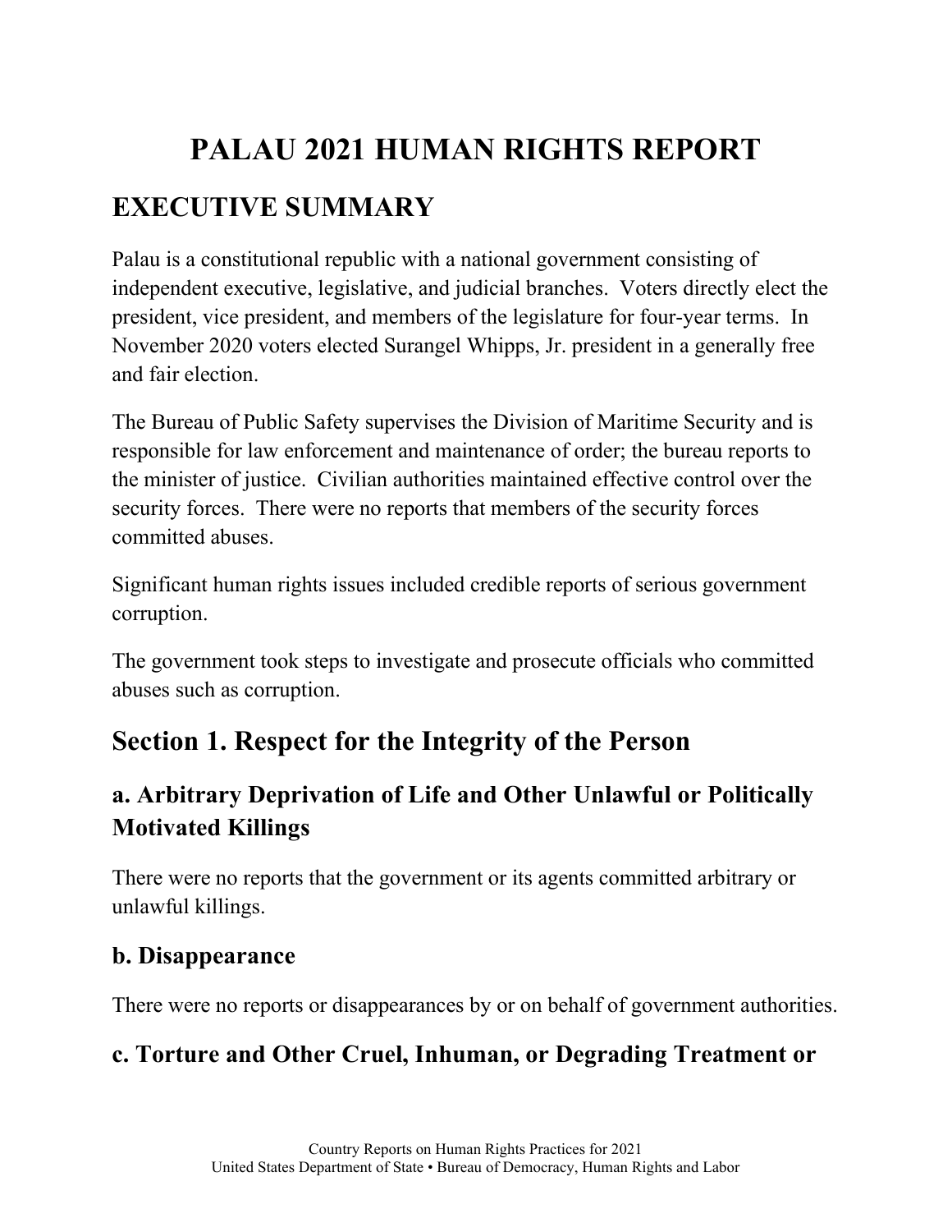# PALAU 2021 HUMAN RIGHTS REPORT

## EXECUTIVE SUMMARY

Palau is a constitutional republic with a national government consisting of independent executive, legislative, and judicial branches. Voters directly elect the president, vice president, and members of the legislature for four-year terms. In November 2020 voters elected Surangel Whipps, Jr. president in a generally free and fair election.

The Bureau of Public Safety supervises the Division of Maritime Security and is responsible for law enforcement and maintenance of order; the bureau reports to the minister of justice. Civilian authorities maintained effective control over the security forces. There were no reports that members of the security forces committed abuses.

Significant human rights issues included credible reports of serious government corruption.

The government took steps to investigate and prosecute officials who committed abuses such as corruption.

## Section 1. Respect for the Integrity of the Person

### a. Arbitrary Deprivation of Life and Other Unlawful or Politically Motivated Killings

There were no reports that the government or its agents committed arbitrary or unlawful killings.

### b. Disappearance

There were no reports or disappearances by or on behalf of government authorities.

### c. Torture and Other Cruel, Inhuman, or Degrading Treatment or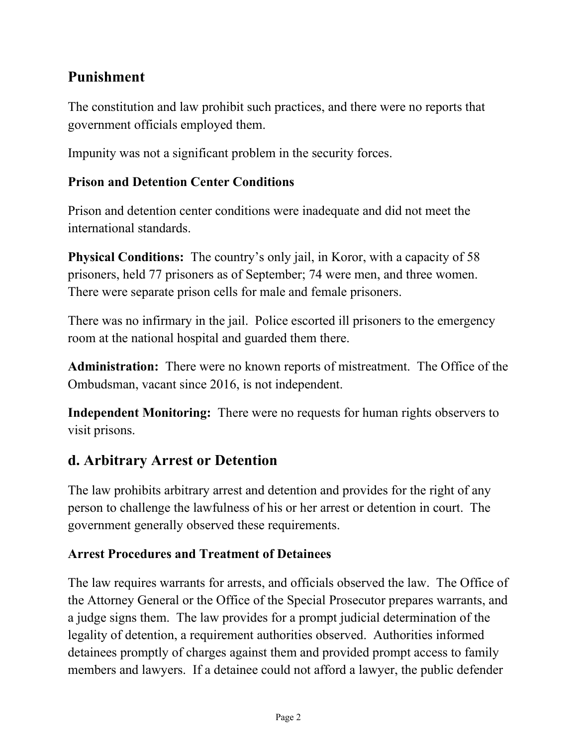## Punishment

The constitution and law prohibit such practices, and there were no reports that government officials employed them.

Impunity was not a significant problem in the security forces.

### Prison and Detention Center Conditions

Prison and detention center conditions were inadequate and did not meet the international standards.

**Physical Conditions:** The country's only jail, in Koror, with a capacity of 58 prisoners, held 77 prisoners as of September; 74 were men, and three women. There were separate prison cells for male and female prisoners.

There was no infirmary in the jail. Police escorted ill prisoners to the emergency room at the national hospital and guarded them there.

**Administration:** There were no known reports of mistreatment. The Office of the Ombudsman, vacant since 2016, is not independent.

**Independent Monitoring:** There were no requests for human rights observers to visit prisons.

## d. Arbitrary Arrest or Detention

The law prohibits arbitrary arrest and detention and provides for the right of any person to challenge the lawfulness of his or her arrest or detention in court. The government generally observed these requirements.

### Arrest Procedures and Treatment of Detainees

The law requires warrants for arrests, and officials observed the law. The Office of the Attorney General or the Office of the Special Prosecutor prepares warrants, and a judge signs them. The law provides for a prompt judicial determination of the legality of detention, a requirement authorities observed. Authorities informed detainees promptly of charges against them and provided prompt access to family members and lawyers. If a detainee could not afford a lawyer, the public defender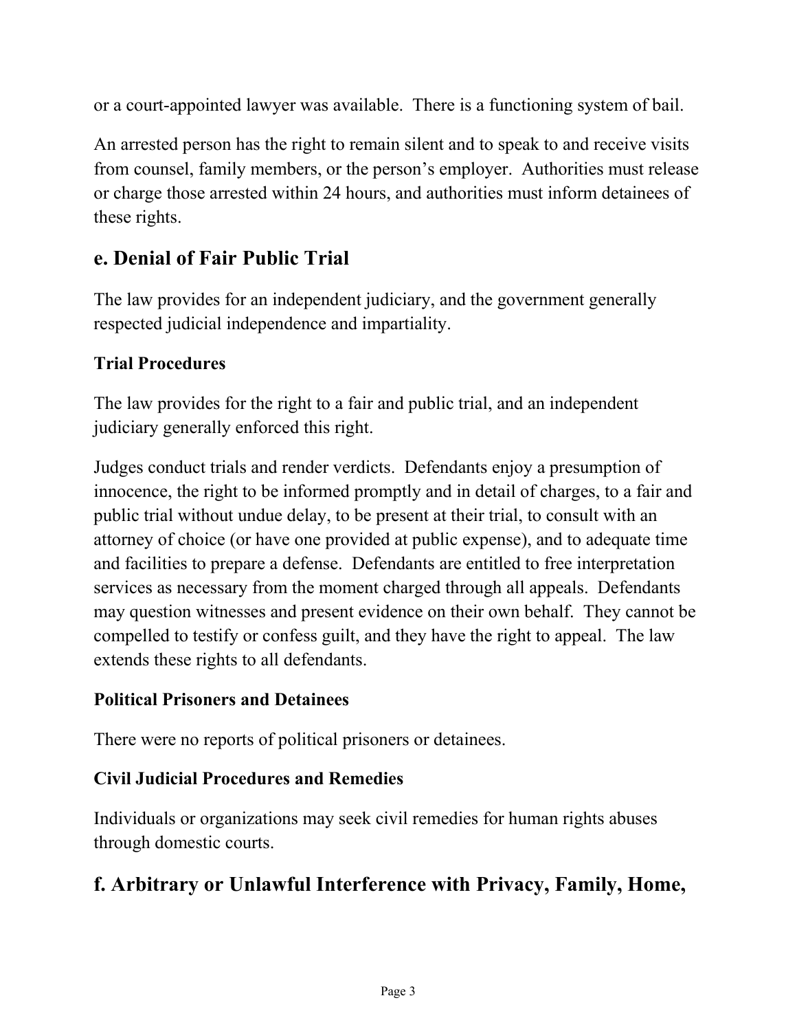or a court-appointed lawyer was available. There is a functioning system of bail.

An arrested person has the right to remain silent and to speak to and receive visits from counsel, family members, or the person's employer. Authorities must release or charge those arrested within 24 hours, and authorities must inform detainees of these rights.

## e. Denial of Fair Public Trial

The law provides for an independent judiciary, and the government generally respected judicial independence and impartiality.

### Trial Procedures

The law provides for the right to a fair and public trial, and an independent judiciary generally enforced this right.

Judges conduct trials and render verdicts. Defendants enjoy a presumption of innocence, the right to be informed promptly and in detail of charges, to a fair and public trial without undue delay, to be present at their trial, to consult with an attorney of choice (or have one provided at public expense), and to adequate time and facilities to prepare a defense. Defendants are entitled to free interpretation services as necessary from the moment charged through all appeals. Defendants may question witnesses and present evidence on their own behalf. They cannot be compelled to testify or confess guilt, and they have the right to appeal. The law extends these rights to all defendants.

### Political Prisoners and Detainees

There were no reports of political prisoners or detainees.

### Civil Judicial Procedures and Remedies

Individuals or organizations may seek civil remedies for human rights abuses through domestic courts.

## f. Arbitrary or Unlawful Interference with Privacy, Family, Home,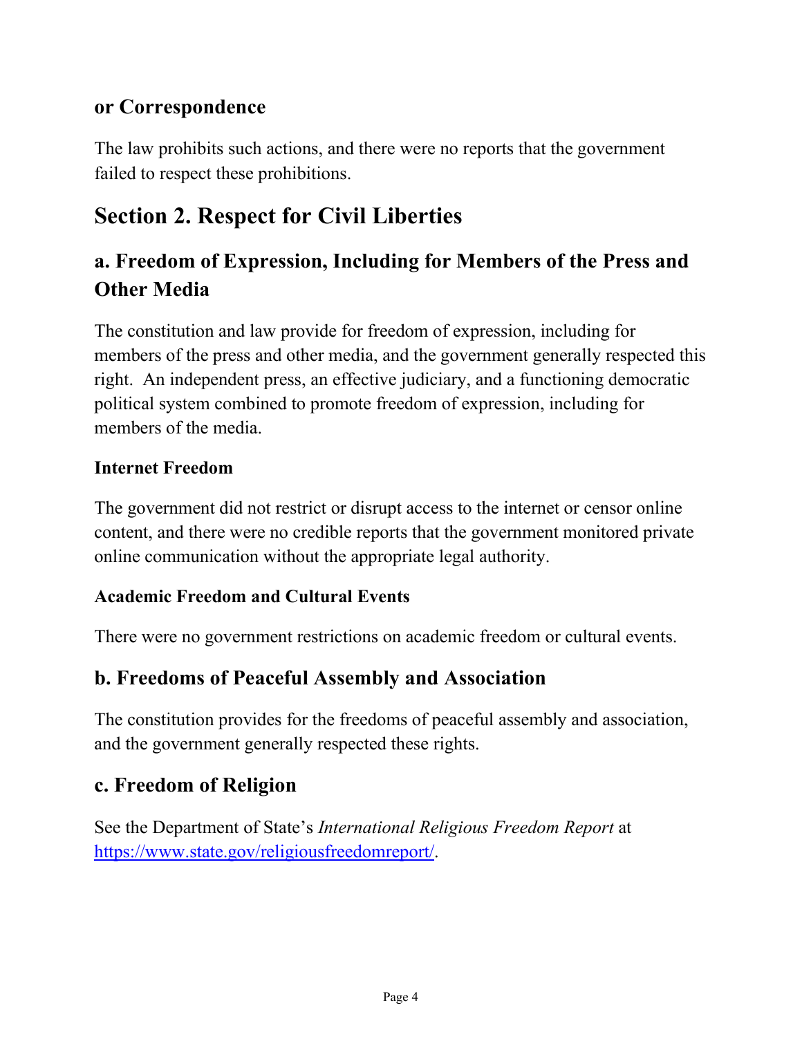### or Correspondence

The law prohibits such actions, and there were no reports that the government failed to respect these prohibitions.

# Section 2. Respect for Civil Liberties

## a. Freedom of Expression, Including for Members of the Press and Other Media

The constitution and law provide for freedom of expression, including for members of the press and other media, and the government generally respected this right. An independent press, an effective judiciary, and a functioning democratic political system combined to promote freedom of expression, including for members of the media.

### Internet Freedom

The government did not restrict or disrupt access to the internet or censor online content, and there were no credible reports that the government monitored private online communication without the appropriate legal authority.

### Academic Freedom and Cultural Events

There were no government restrictions on academic freedom or cultural events.

## b. Freedoms of Peaceful Assembly and Association

The constitution provides for the freedoms of peaceful assembly and association, and the government generally respected these rights.

## c. Freedom of Religion

See the Department of State's *International Religious Freedom Report* at https://www.state.gov/religiousfreedomreport/.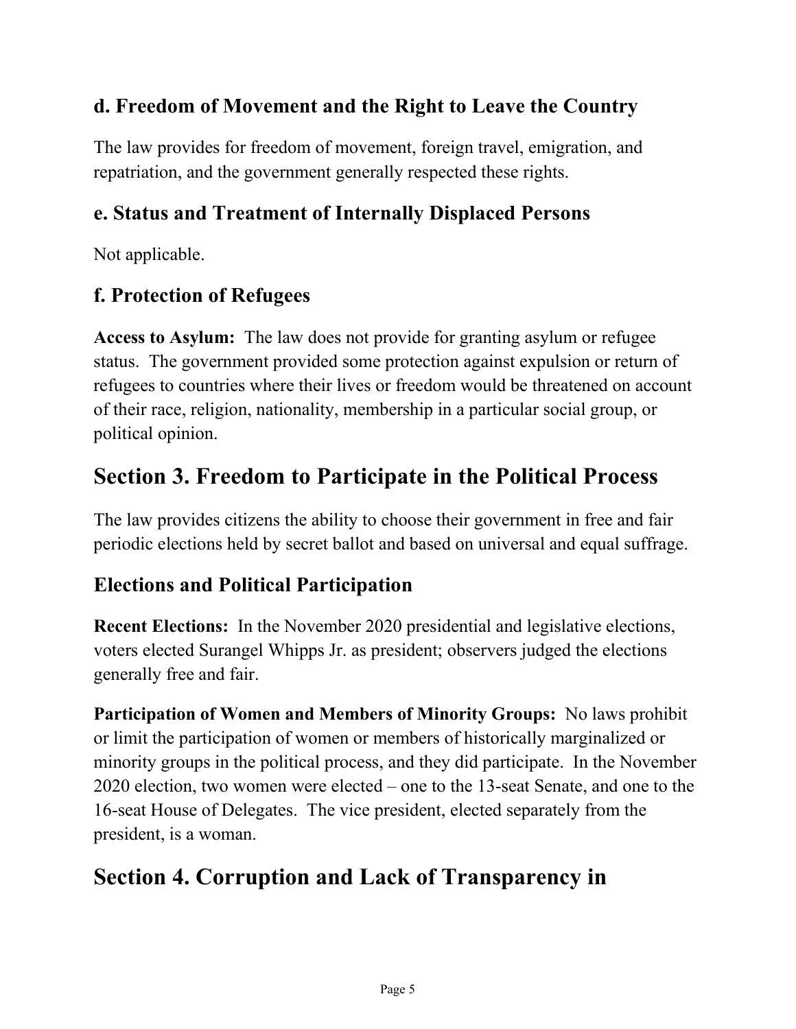### d. Freedom of Movement and the Right to Leave the Country

The law provides for freedom of movement, foreign travel, emigration, and repatriation, and the government generally respected these rights.

### e. Status and Treatment of Internally Displaced Persons

Not applicable.

### f. Protection of Refugees

**Access to Asylum:** The law does not provide for granting asylum or refugee status. The government provided some protection against expulsion or return of refugees to countries where their lives or freedom would be threatened on account of their race, religion, nationality, membership in a particular social group, or political opinion.

## Section 3. Freedom to Participate in the Political Process

The law provides citizens the ability to choose their government in free and fair periodic elections held by secret ballot and based on universal and equal suffrage.

### Elections and Political Participation

**Recent Elections:** In the November 2020 presidential and legislative elections, voters elected Surangel Whipps Jr. as president; observers judged the elections generally free and fair.

**Participation of Women and Members of Minority Groups:** No laws prohibit or limit the participation of women or members of historically marginalized or minority groups in the political process, and they did participate. In the November 2020 election, two women were elected – one to the 13-seat Senate, and one to the 16-seat House of Delegates. The vice president, elected separately from the president, is a woman.

## Section 4. Corruption and Lack of Transparency in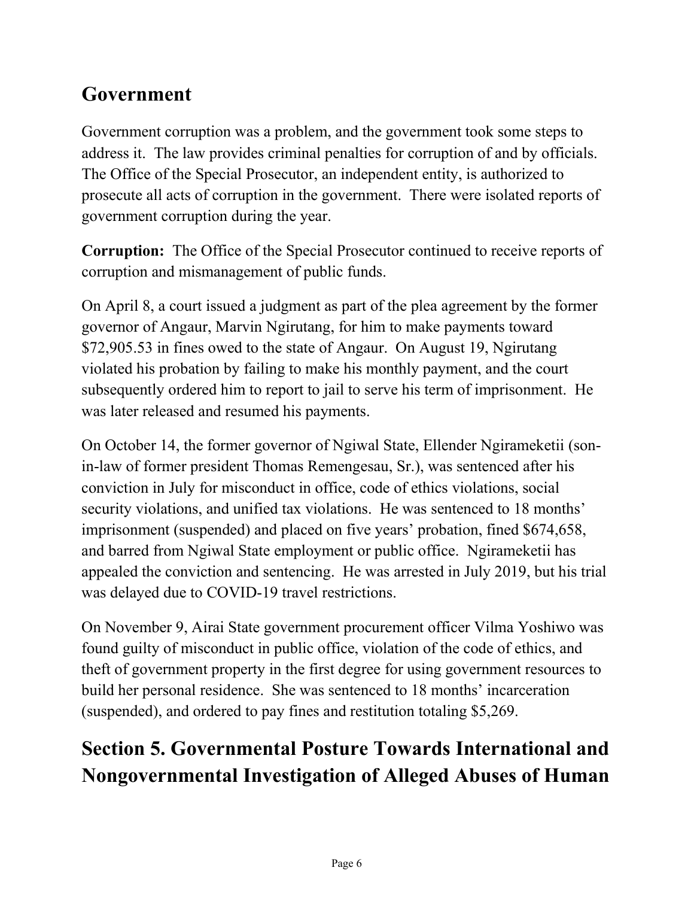## Government

Government corruption was a problem, and the government took some steps to address it. The law provides criminal penalties for corruption of and by officials. The Office of the Special Prosecutor, an independent entity, is authorized to prosecute all acts of corruption in the government. There were isolated reports of government corruption during the year.

**Corruption:** The Office of the Special Prosecutor continued to receive reports of corruption and mismanagement of public funds.

On April 8, a court issued a judgment as part of the plea agreement by the former governor of Angaur, Marvin Ngirutang, for him to make payments toward $72,905.53 in fines owed to the state of Angaur. On August 19, Ngirutang violated his probation by failing to make his monthly payment, and the court subsequently ordered him to report to jail to serve his term of imprisonment. He was later released and resumed his payments.

On October 14, the former governor of Ngiwal State, Ellender Ngirameketii (son-in-law of former president Thomas Remengesau, Sr.), was sentenced after his conviction in July for misconduct in office, code of ethics violations, social security violations, and unified tax violations. He was sentenced to 18 months' imprisonment (suspended) and placed on five years' probation, fined $674,658, and barred from Ngiwal State employment or public office. Ngirameketii has appealed the conviction and sentencing. He was arrested in July 2019, but his trial was delayed due to COVID-19 travel restrictions.

On November 9, Airai State government procurement officer Vilma Yoshiwo was found guilty of misconduct in public office, violation of the code of ethics, and theft of government property in the first degree for using government resources to build her personal residence. She was sentenced to 18 months' incarceration (suspended), and ordered to pay fines and restitution totaling $5,269.

# Section 5. Governmental Posture Towards International and Nongovernmental Investigation of Alleged Abuses of Human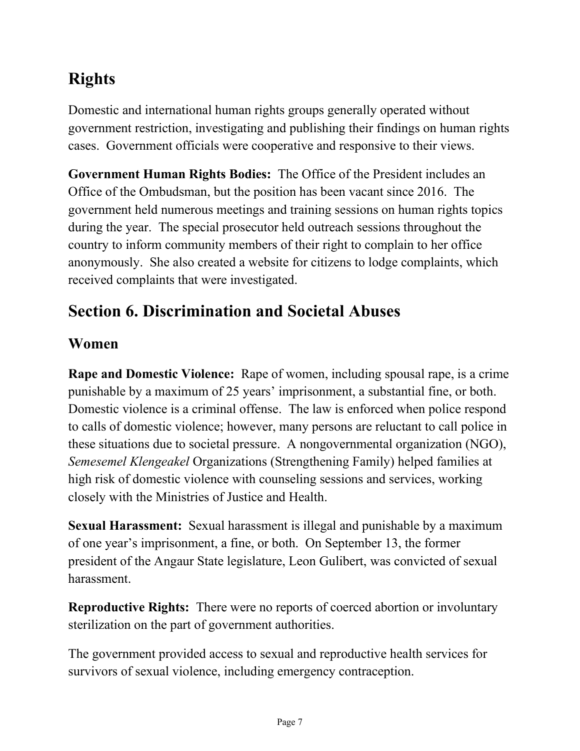## Rights

Domestic and international human rights groups generally operated without government restriction, investigating and publishing their findings on human rights cases. Government officials were cooperative and responsive to their views.

**Government Human Rights Bodies:** The Office of the President includes an Office of the Ombudsman, but the position has been vacant since 2016. The government held numerous meetings and training sessions on human rights topics during the year. The special prosecutor held outreach sessions throughout the country to inform community members of their right to complain to her office anonymously. She also created a website for citizens to lodge complaints, which received complaints that were investigated.

# Section 6. Discrimination and Societal Abuses

## Women

**Rape and Domestic Violence:** Rape of women, including spousal rape, is a crime punishable by a maximum of 25 years' imprisonment, a substantial fine, or both. Domestic violence is a criminal offense. The law is enforced when police respond to calls of domestic violence; however, many persons are reluctant to call police in these situations due to societal pressure. A nongovernmental organization (NGO), *Semesemel Klengeakel* Organizations (Strengthening Family) helped families at high risk of domestic violence with counseling sessions and services, working closely with the Ministries of Justice and Health.

**Sexual Harassment:** Sexual harassment is illegal and punishable by a maximum of one year's imprisonment, a fine, or both. On September 13, the former president of the Angaur State legislature, Leon Gulibert, was convicted of sexual harassment.

**Reproductive Rights:** There were no reports of coerced abortion or involuntary sterilization on the part of government authorities.

The government provided access to sexual and reproductive health services for survivors of sexual violence, including emergency contraception.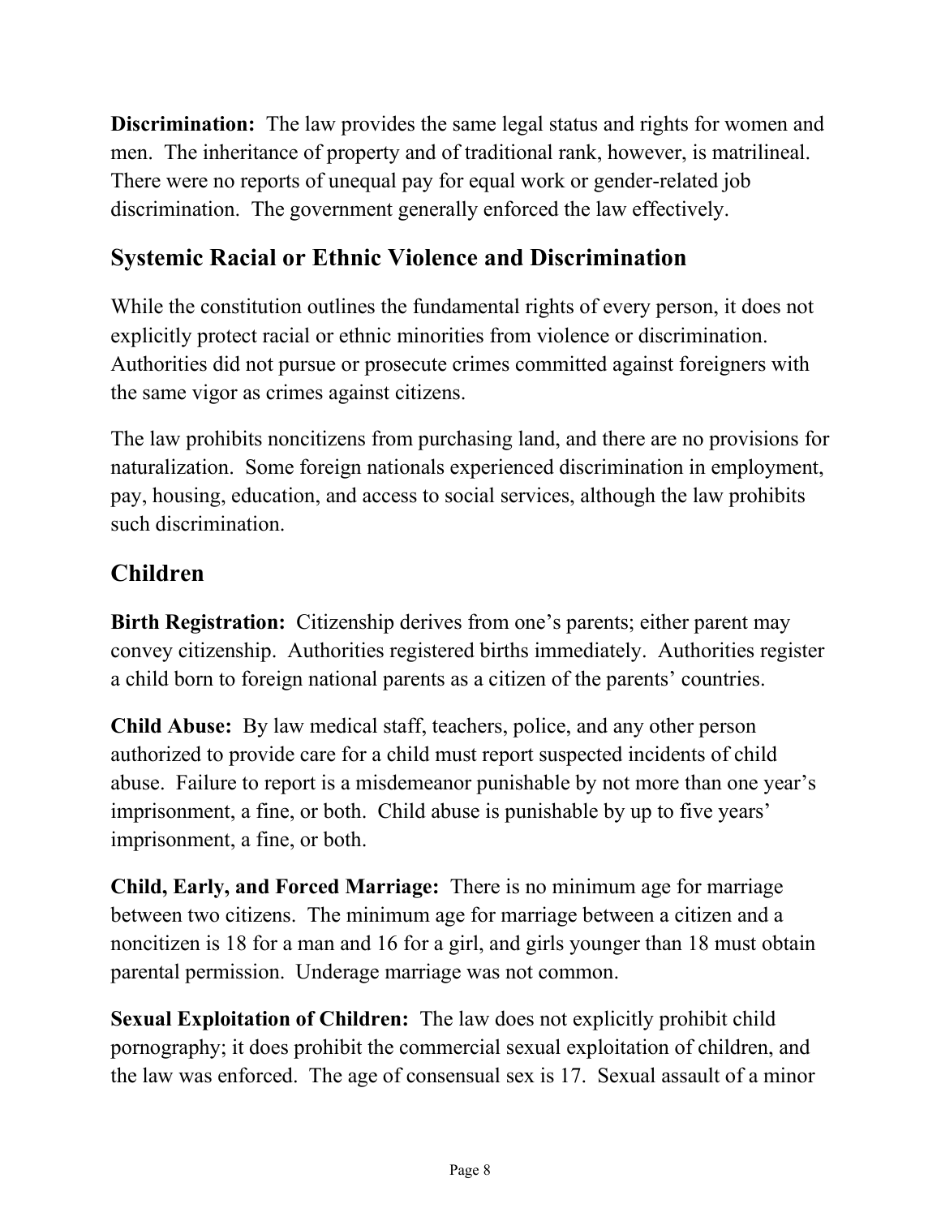**Discrimination:** The law provides the same legal status and rights for women and men. The inheritance of property and of traditional rank, however, is matrilineal. There were no reports of unequal pay for equal work or gender-related job discrimination. The government generally enforced the law effectively.

## Systemic Racial or Ethnic Violence and Discrimination

While the constitution outlines the fundamental rights of every person, it does not explicitly protect racial or ethnic minorities from violence or discrimination. Authorities did not pursue or prosecute crimes committed against foreigners with the same vigor as crimes against citizens.

The law prohibits noncitizens from purchasing land, and there are no provisions for naturalization. Some foreign nationals experienced discrimination in employment, pay, housing, education, and access to social services, although the law prohibits such discrimination.

## Children

**Birth Registration:** Citizenship derives from one's parents; either parent may convey citizenship. Authorities registered births immediately. Authorities register a child born to foreign national parents as a citizen of the parents' countries.

**Child Abuse:** By law medical staff, teachers, police, and any other person authorized to provide care for a child must report suspected incidents of child abuse. Failure to report is a misdemeanor punishable by not more than one year's imprisonment, a fine, or both. Child abuse is punishable by up to five years' imprisonment, a fine, or both.

**Child, Early, and Forced Marriage:** There is no minimum age for marriage between two citizens. The minimum age for marriage between a citizen and a noncitizen is 18 for a man and 16 for a girl, and girls younger than 18 must obtain parental permission. Underage marriage was not common.

**Sexual Exploitation of Children:** The law does not explicitly prohibit child pornography; it does prohibit the commercial sexual exploitation of children, and the law was enforced. The age of consensual sex is 17. Sexual assault of a minor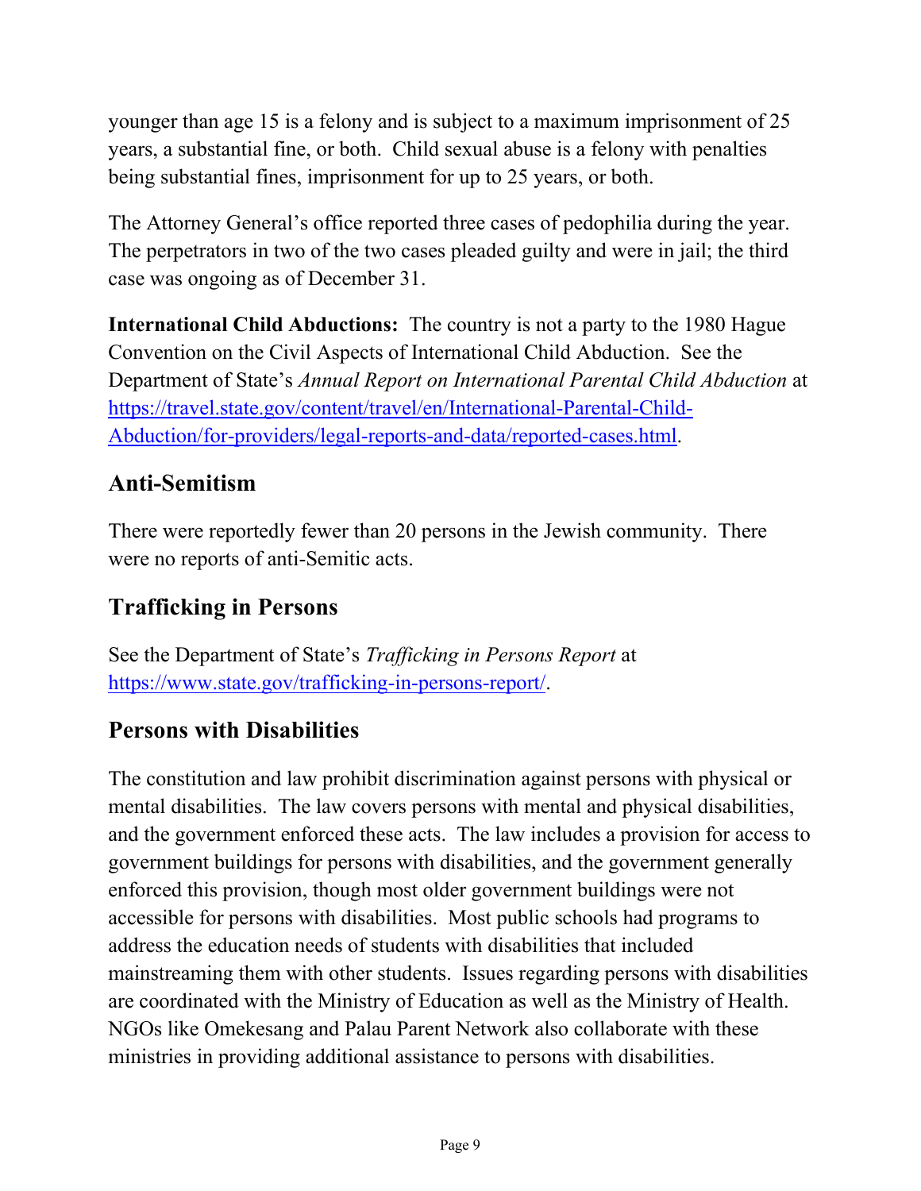younger than age 15 is a felony and is subject to a maximum imprisonment of 25 years, a substantial fine, or both. Child sexual abuse is a felony with penalties being substantial fines, imprisonment for up to 25 years, or both.

The Attorney General's office reported three cases of pedophilia during the year. The perpetrators in two of the two cases pleaded guilty and were in jail; the third case was ongoing as of December 31.

**International Child Abductions:** The country is not a party to the 1980 Hague Convention on the Civil Aspects of International Child Abduction. See the Department of State's *Annual Report on International Parental Child Abduction* at [https://travel.state.gov/content/travel/en/International-Parental-Child-Abduction/for-providers/legal-reports-and-data/reported-cases.html](https://travel.state.gov/content/travel/en/International-Parental-Child-Abduction/for-providers/legal-reports-and-data/reported-cases.html).

## Anti-Semitism

There were reportedly fewer than 20 persons in the Jewish community. There were no reports of anti-Semitic acts.

## Trafficking in Persons

See the Department of State's *Trafficking in Persons Report* at [https://www.state.gov/trafficking-in-persons-report/](https://www.state.gov/trafficking-in-persons-report/).

## Persons with Disabilities

The constitution and law prohibit discrimination against persons with physical or mental disabilities. The law covers persons with mental and physical disabilities, and the government enforced these acts. The law includes a provision for access to government buildings for persons with disabilities, and the government generally enforced this provision, though most older government buildings were not accessible for persons with disabilities. Most public schools had programs to address the education needs of students with disabilities that included mainstreaming them with other students. Issues regarding persons with disabilities are coordinated with the Ministry of Education as well as the Ministry of Health. NGOs like Omekesang and Palau Parent Network also collaborate with these ministries in providing additional assistance to persons with disabilities.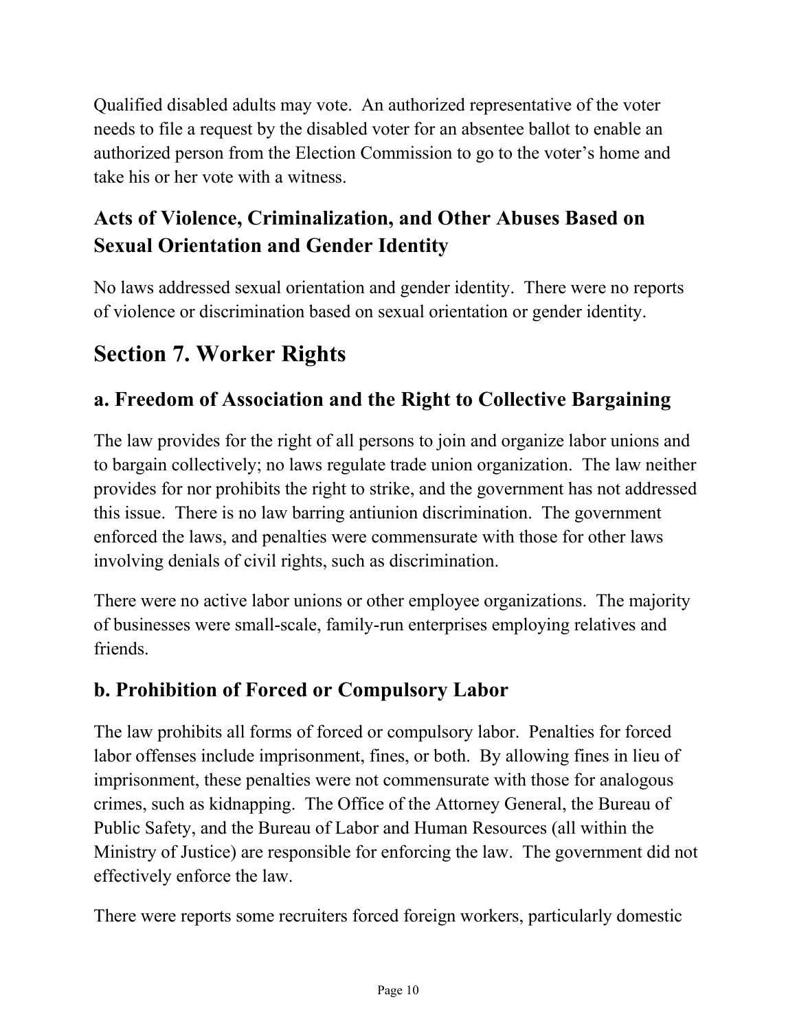Qualified disabled adults may vote. An authorized representative of the voter needs to file a request by the disabled voter for an absentee ballot to enable an authorized person from the Election Commission to go to the voter's home and take his or her vote with a witness.

### Acts of Violence, Criminalization, and Other Abuses Based on Sexual Orientation and Gender Identity

No laws addressed sexual orientation and gender identity. There were no reports of violence or discrimination based on sexual orientation or gender identity.

## Section 7. Worker Rights

### a. Freedom of Association and the Right to Collective Bargaining

The law provides for the right of all persons to join and organize labor unions and to bargain collectively; no laws regulate trade union organization. The law neither provides for nor prohibits the right to strike, and the government has not addressed this issue. There is no law barring antiunion discrimination. The government enforced the laws, and penalties were commensurate with those for other laws involving denials of civil rights, such as discrimination.

There were no active labor unions or other employee organizations. The majority of businesses were small-scale, family-run enterprises employing relatives and friends.

### b. Prohibition of Forced or Compulsory Labor

The law prohibits all forms of forced or compulsory labor. Penalties for forced labor offenses include imprisonment, fines, or both. By allowing fines in lieu of imprisonment, these penalties were not commensurate with those for analogous crimes, such as kidnapping. The Office of the Attorney General, the Bureau of Public Safety, and the Bureau of Labor and Human Resources (all within the Ministry of Justice) are responsible for enforcing the law. The government did not effectively enforce the law.

There were reports some recruiters forced foreign workers, particularly domestic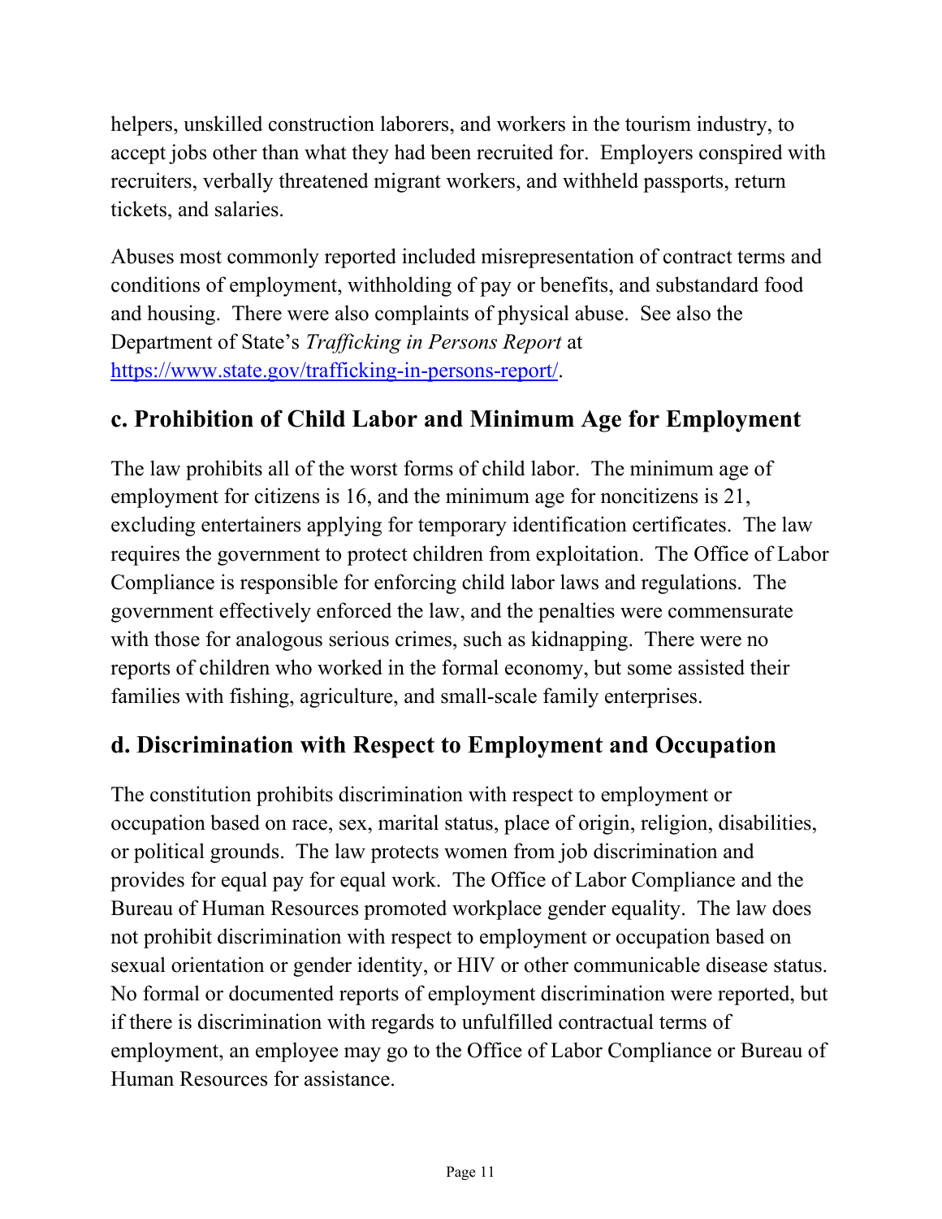helpers, unskilled construction laborers, and workers in the tourism industry, to accept jobs other than what they had been recruited for. Employers conspired with recruiters, verbally threatened migrant workers, and withheld passports, return tickets, and salaries.

Abuses most commonly reported included misrepresentation of contract terms and conditions of employment, withholding of pay or benefits, and substandard food and housing. There were also complaints of physical abuse. See also the Department of State's *Trafficking in Persons Report* at [https://www.state.gov/trafficking-in-persons-report/](https://www.state.gov/trafficking-in-persons-report/).

## c. Prohibition of Child Labor and Minimum Age for Employment

The law prohibits all of the worst forms of child labor. The minimum age of employment for citizens is 16, and the minimum age for noncitizens is 21, excluding entertainers applying for temporary identification certificates. The law requires the government to protect children from exploitation. The Office of Labor Compliance is responsible for enforcing child labor laws and regulations. The government effectively enforced the law, and the penalties were commensurate with those for analogous serious crimes, such as kidnapping. There were no reports of children who worked in the formal economy, but some assisted their families with fishing, agriculture, and small-scale family enterprises.

## d. Discrimination with Respect to Employment and Occupation

The constitution prohibits discrimination with respect to employment or occupation based on race, sex, marital status, place of origin, religion, disabilities, or political grounds. The law protects women from job discrimination and provides for equal pay for equal work. The Office of Labor Compliance and the Bureau of Human Resources promoted workplace gender equality. The law does not prohibit discrimination with respect to employment or occupation based on sexual orientation or gender identity, or HIV or other communicable disease status. No formal or documented reports of employment discrimination were reported, but if there is discrimination with regards to unfulfilled contractual terms of employment, an employee may go to the Office of Labor Compliance or Bureau of Human Resources for assistance.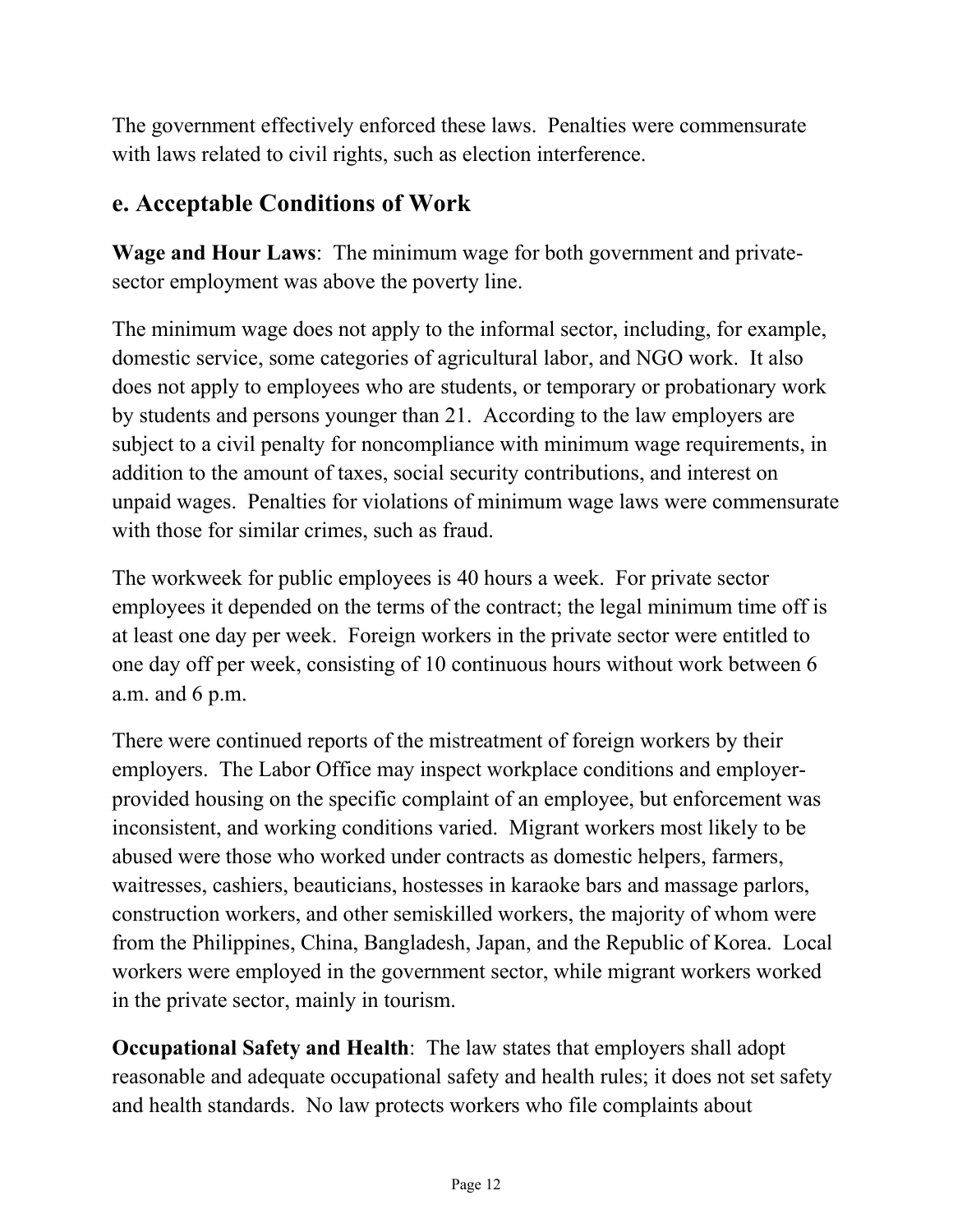The government effectively enforced these laws. Penalties were commensurate with laws related to civil rights, such as election interference.

## e. Acceptable Conditions of Work

**Wage and Hour Laws**: The minimum wage for both government and private-sector employment was above the poverty line.

The minimum wage does not apply to the informal sector, including, for example, domestic service, some categories of agricultural labor, and NGO work. It also does not apply to employees who are students, or temporary or probationary work by students and persons younger than 21. According to the law employers are subject to a civil penalty for noncompliance with minimum wage requirements, in addition to the amount of taxes, social security contributions, and interest on unpaid wages. Penalties for violations of minimum wage laws were commensurate with those for similar crimes, such as fraud.

The workweek for public employees is 40 hours a week. For private sector employees it depended on the terms of the contract; the legal minimum time off is at least one day per week. Foreign workers in the private sector were entitled to one day off per week, consisting of 10 continuous hours without work between 6 a.m. and 6 p.m.

There were continued reports of the mistreatment of foreign workers by their employers. The Labor Office may inspect workplace conditions and employer-provided housing on the specific complaint of an employee, but enforcement was inconsistent, and working conditions varied. Migrant workers most likely to be abused were those who worked under contracts as domestic helpers, farmers, waitresses, cashiers, beauticians, hostesses in karaoke bars and massage parlors, construction workers, and other semiskilled workers, the majority of whom were from the Philippines, China, Bangladesh, Japan, and the Republic of Korea. Local workers were employed in the government sector, while migrant workers worked in the private sector, mainly in tourism.

**Occupational Safety and Health**: The law states that employers shall adopt reasonable and adequate occupational safety and health rules; it does not set safety and health standards. No law protects workers who file complaints about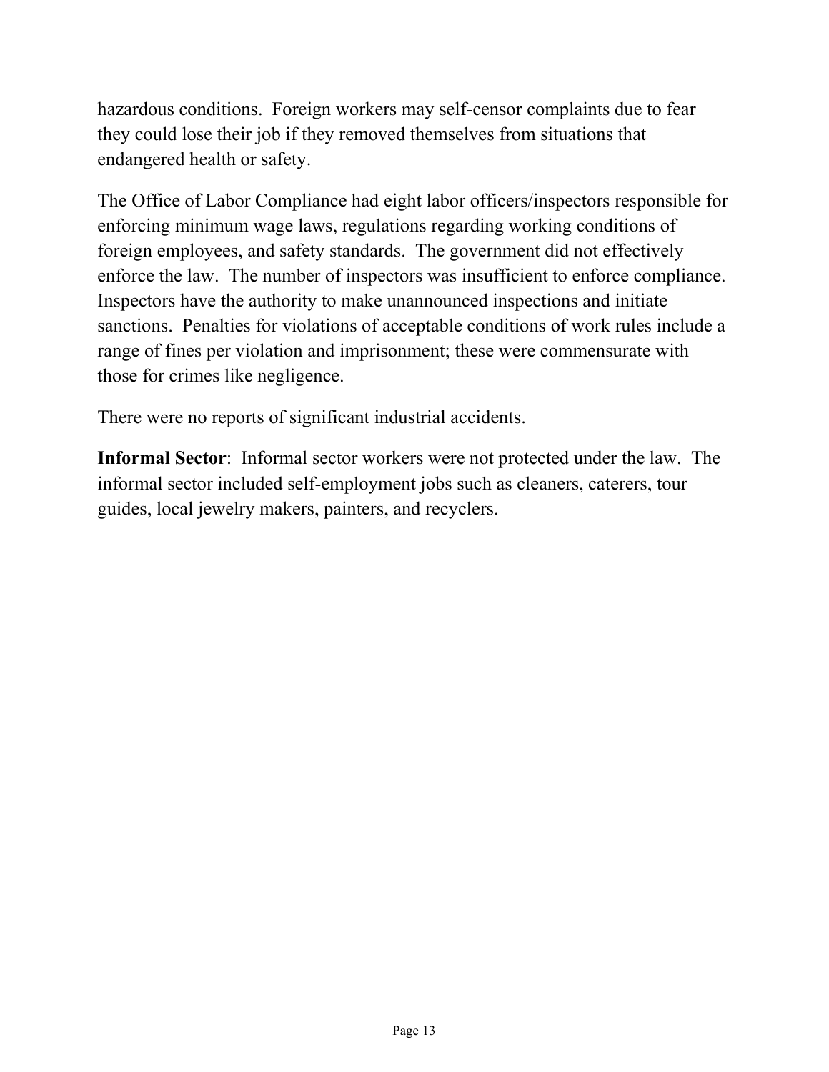hazardous conditions.  Foreign workers may self-censor complaints due to fear they could lose their job if they removed themselves from situations that endangered health or safety.

The Office of Labor Compliance had eight labor officers/inspectors responsible for enforcing minimum wage laws, regulations regarding working conditions of foreign employees, and safety standards.  The government did not effectively enforce the law.  The number of inspectors was insufficient to enforce compliance.  Inspectors have the authority to make unannounced inspections and initiate sanctions.  Penalties for violations of acceptable conditions of work rules include a range of fines per violation and imprisonment; these were commensurate with those for crimes like negligence.

There were no reports of significant industrial accidents.

**Informal Sector**:  Informal sector workers were not protected under the law.  The informal sector included self-employment jobs such as cleaners, caterers, tour guides, local jewelry makers, painters, and recyclers.